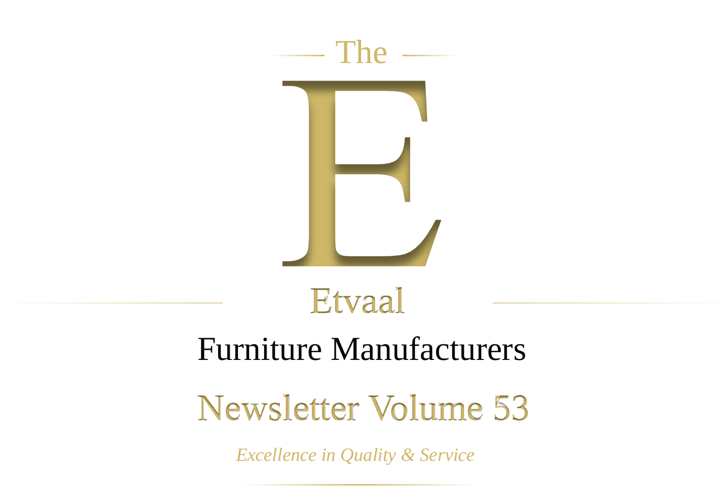The

# E

Etvaal

# Furniture Manufacturers

## Newsletter Volume 53

*Excellence in Quality & Service*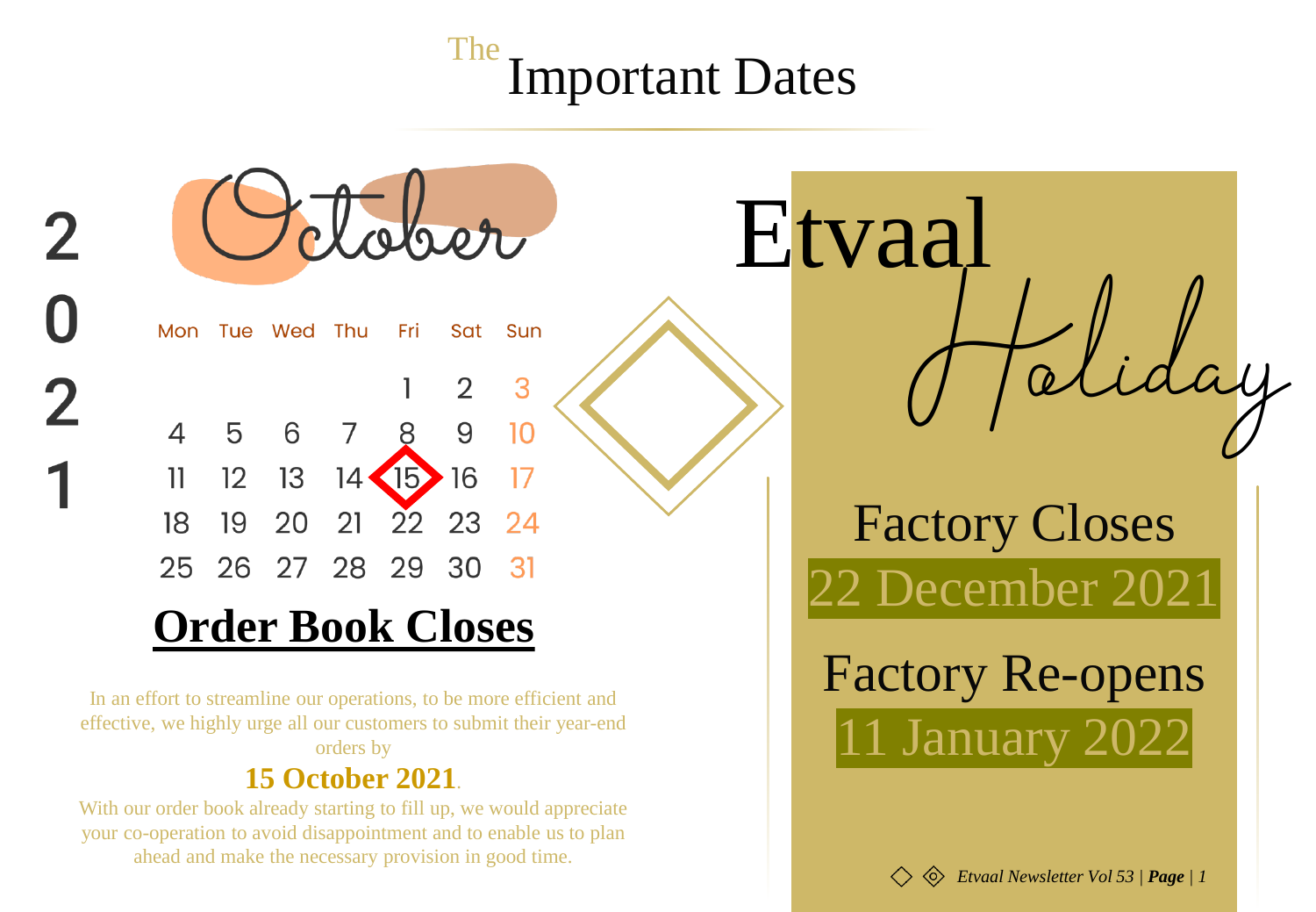# The Important Dates

2021

## October

| Mon | Tue | Wed | Thu | Fri | Sat | Sun |
|---|---|---|---|---|---|---|
| | | | | 1 | 2 | 3 |
| 4 | 5 | 6 | 7 | 8 | 9 | 10 |
| 11 | 12 | 13 | 14 | 15 | 16 | 17 |
| 18 | 19 | 20 | 21 | 22 | 23 | 24 |
| 25 | 26 | 27 | 28 | 29 | 30 | 31 |

## Order Book Closes

In an effort to streamline our operations, to be more efficient and effective, we highly urge all our customers to submit their year-end orders by

**15 October 2021**.

With our order book already starting to fill up, we would appreciate your co-operation to avoid disappointment and to enable us to plan ahead and make the necessary provision in good time.

# Etvaal Holiday

Factory Closes

22 December 2021

Factory Re-opens

11 January 2022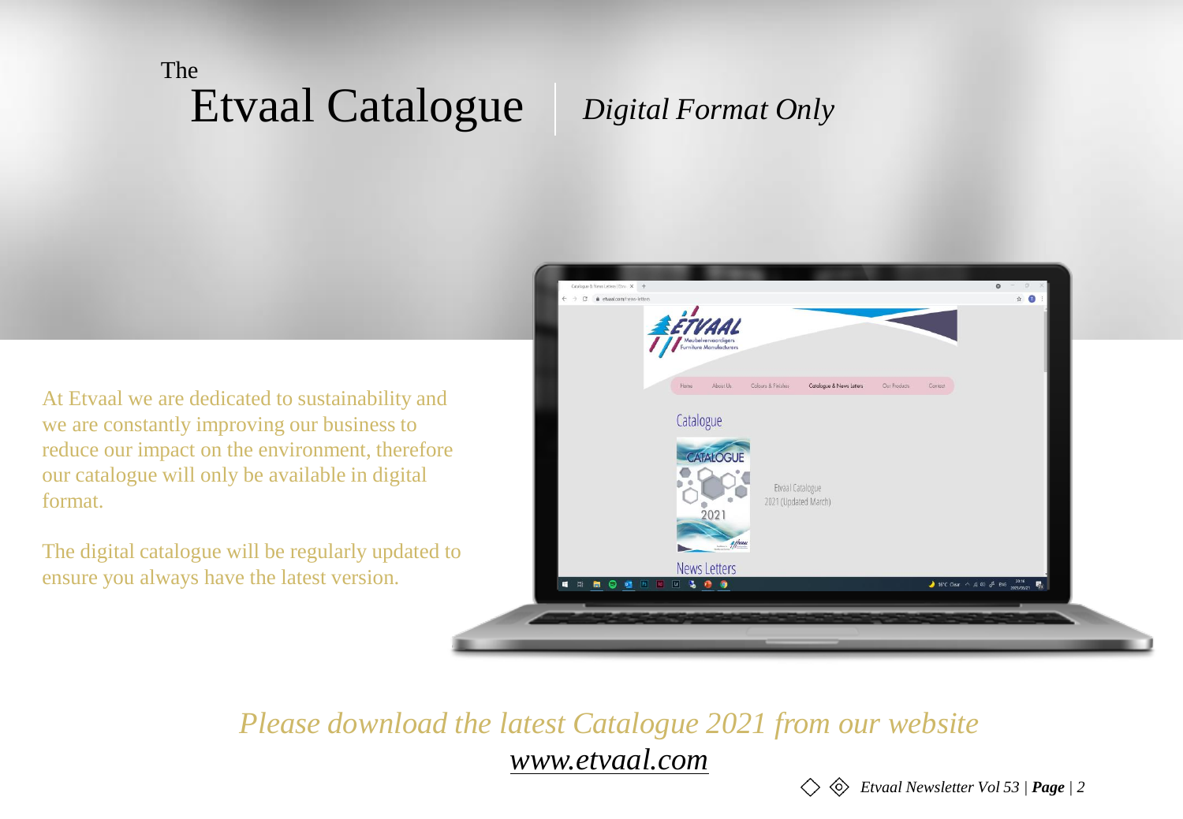# The Etvaal Catalogue

*Digital Format Only*

At Etvaal we are dedicated to sustainability and we are constantly improving our business to reduce our impact on the environment, therefore our catalogue will only be available in digital format.

The digital catalogue will be regularly updated to ensure you always have the latest version.

*Please download the latest Catalogue 2021 from our website*

*www.etvaal.com*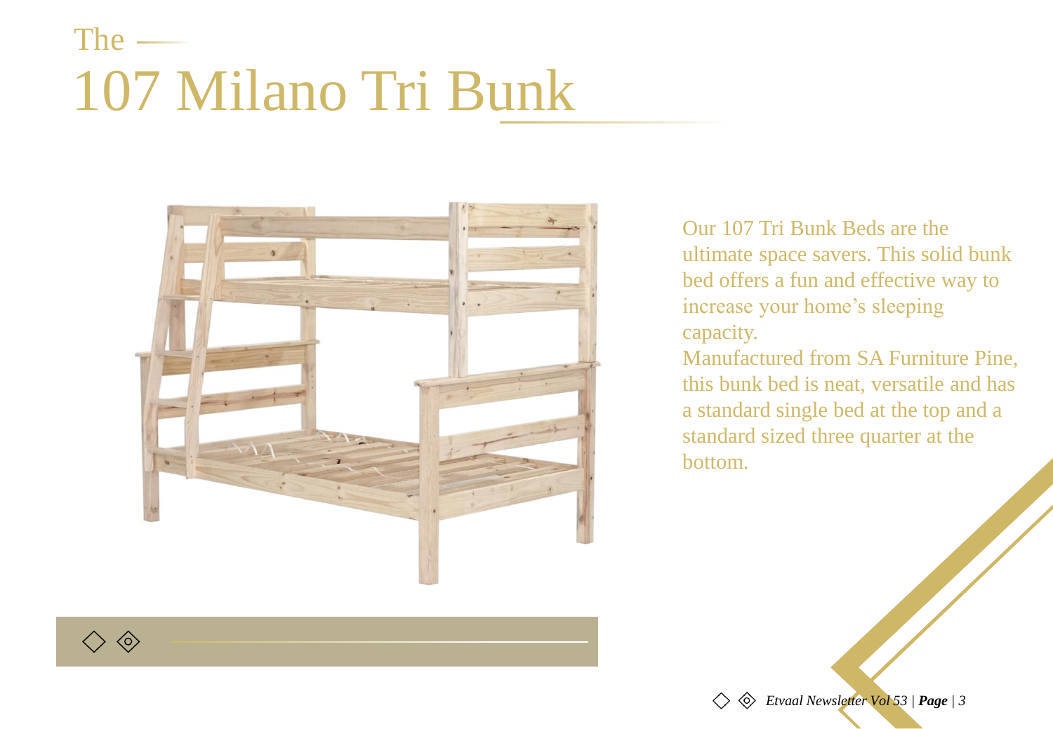# The 107 Milano Tri Bunk

Our 107 Tri Bunk Beds are the ultimate space savers. This solid bunk bed offers a fun and effective way to increase your home's sleeping capacity.

Manufactured from SA Furniture Pine, this bunk bed is neat, versatile and has a standard single bed at the top and a standard sized three quarter at the bottom.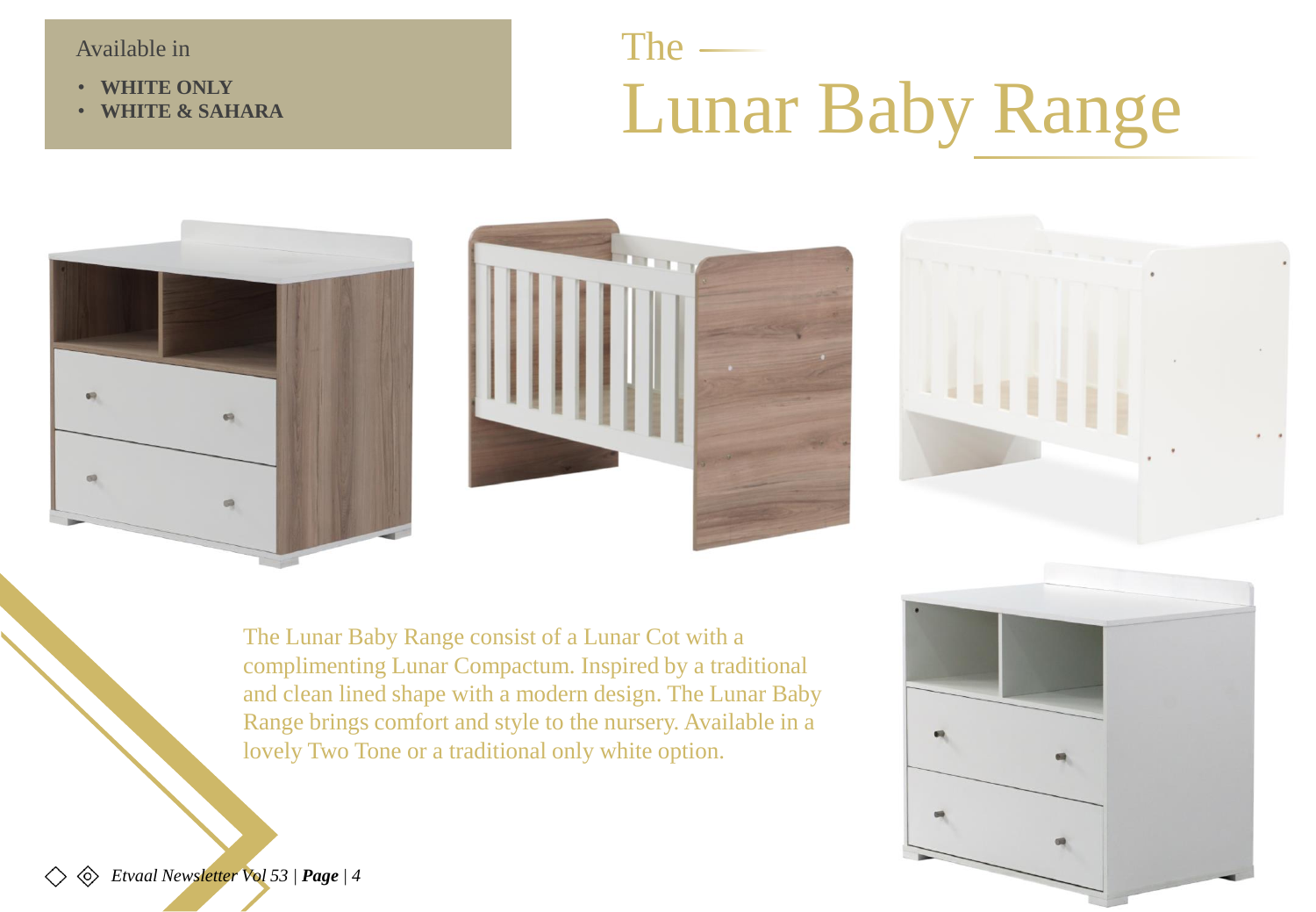Available in

- **WHITE ONLY**
- **WHITE & SAHARA**

# The Lunar Baby Range

The Lunar Baby Range consist of a Lunar Cot with a complimenting Lunar Compactum. Inspired by a traditional and clean lined shape with a modern design. The Lunar Baby Range brings comfort and style to the nursery. Available in a lovely Two Tone or a traditional only white option.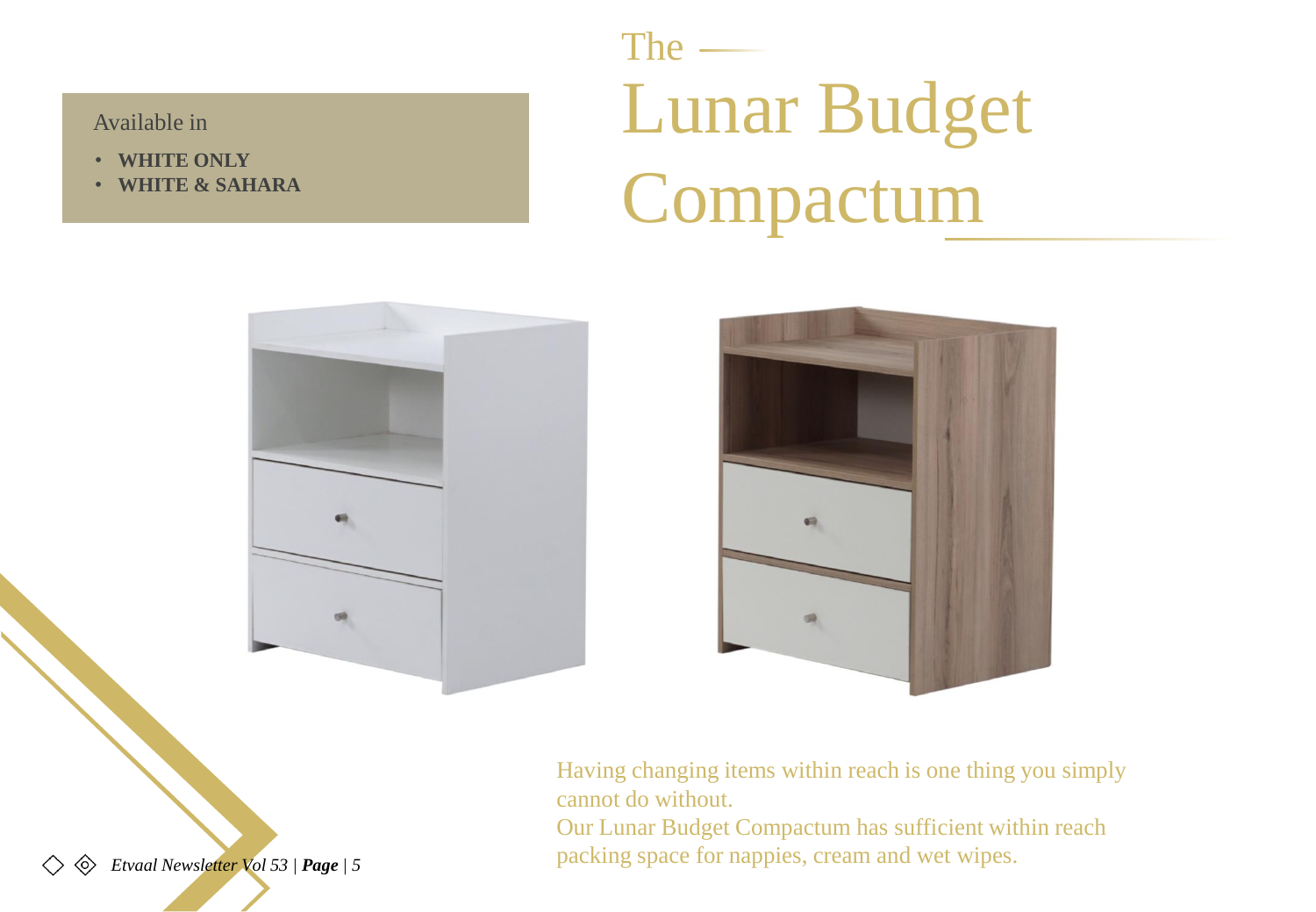# The Lunar Budget Compactum

Available in

- **WHITE ONLY**
- **WHITE & SAHARA**

Having changing items within reach is one thing you simply cannot do without.
Our Lunar Budget Compactum has sufficient within reach packing space for nappies, cream and wet wipes.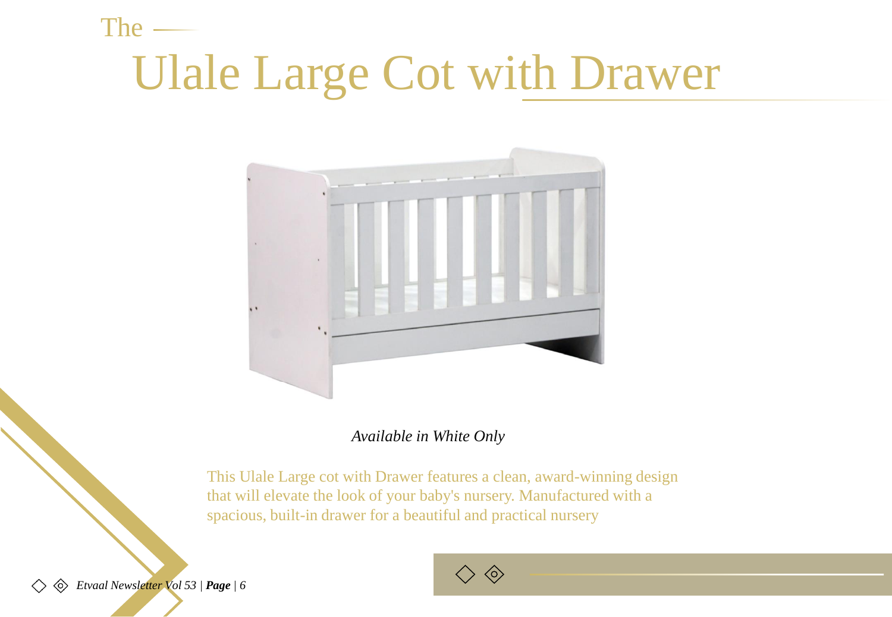# The Ulale Large Cot with Drawer

*Available in White Only*

This Ulale Large cot with Drawer features a clean, award-winning design that will elevate the look of your baby's nursery. Manufactured with a spacious, built-in drawer for a beautiful and practical nursery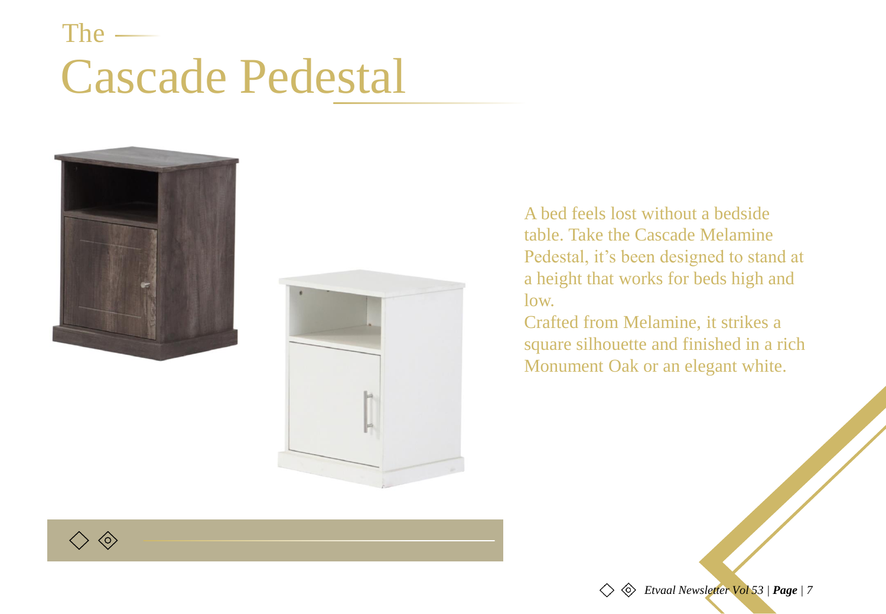# The Cascade Pedestal

A bed feels lost without a bedside table. Take the Cascade Melamine Pedestal, it's been designed to stand at a height that works for beds high and low.

Crafted from Melamine, it strikes a square silhouette and finished in a rich Monument Oak or an elegant white.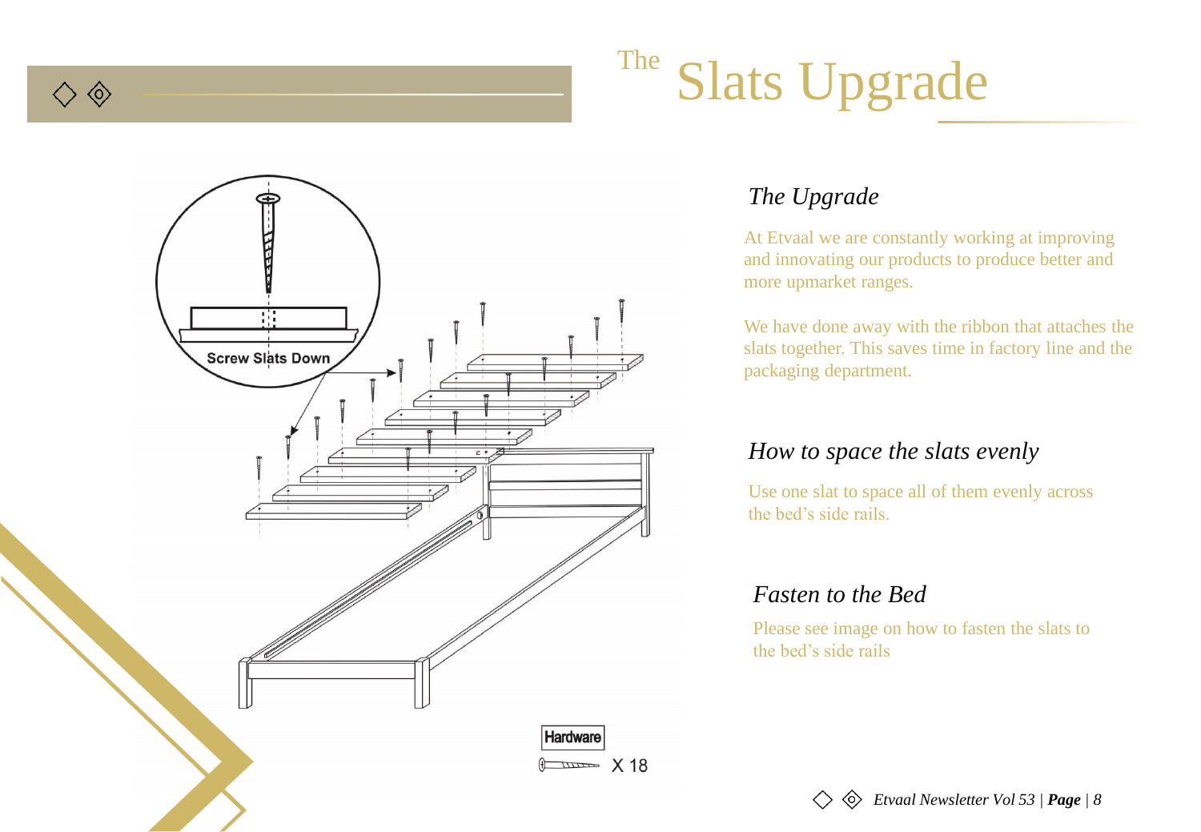# The Slats Upgrade

### *The Upgrade*

At Etvaal we are constantly working at improving and innovating our products to produce better and more upmarket ranges.

We have done away with the ribbon that attaches the slats together. This saves time in factory line and the packaging department.

### *How to space the slats evenly*

Use one slat to space all of them evenly across the bed's side rails.

### *Fasten to the Bed*

Please see image on how to fasten the slats to the bed's side rails

Screw Slats Down

Hardware

X 18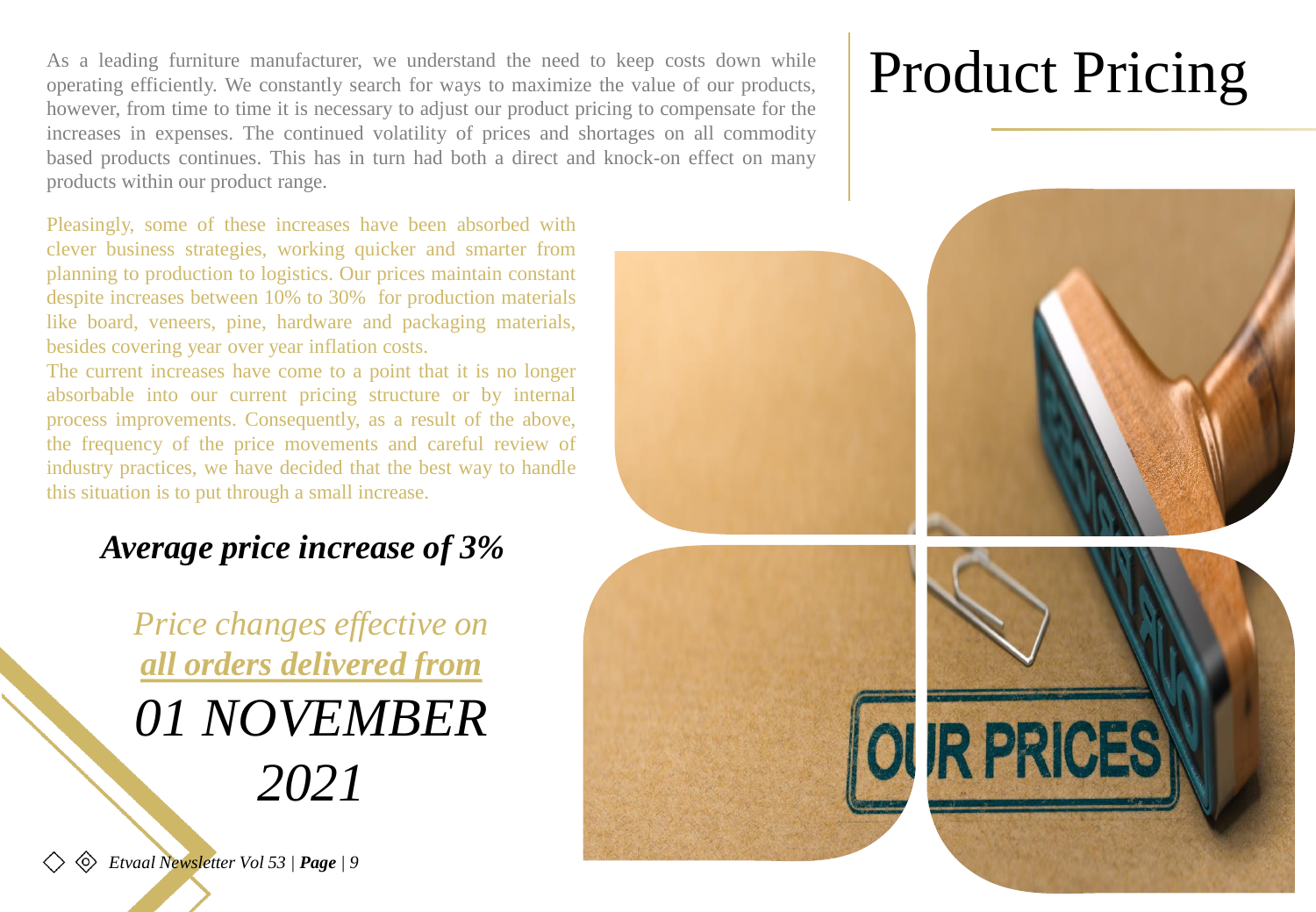# Product Pricing

As a leading furniture manufacturer, we understand the need to keep costs down while operating efficiently. We constantly search for ways to maximize the value of our products, however, from time to time it is necessary to adjust our product pricing to compensate for the increases in expenses. The continued volatility of prices and shortages on all commodity based products continues. This has in turn had both a direct and knock-on effect on many products within our product range.

Pleasingly, some of these increases have been absorbed with clever business strategies, working quicker and smarter from planning to production to logistics. Our prices maintain constant despite increases between 10% to 30% for production materials like board, veneers, pine, hardware and packaging materials, besides covering year over year inflation costs.

The current increases have come to a point that it is no longer absorbable into our current pricing structure or by internal process improvements. Consequently, as a result of the above, the frequency of the price movements and careful review of industry practices, we have decided that the best way to handle this situation is to put through a small increase.

***Average price increase of 3%***

*Price changes effective on*
***all orders delivered from***
*01 NOVEMBER 2021*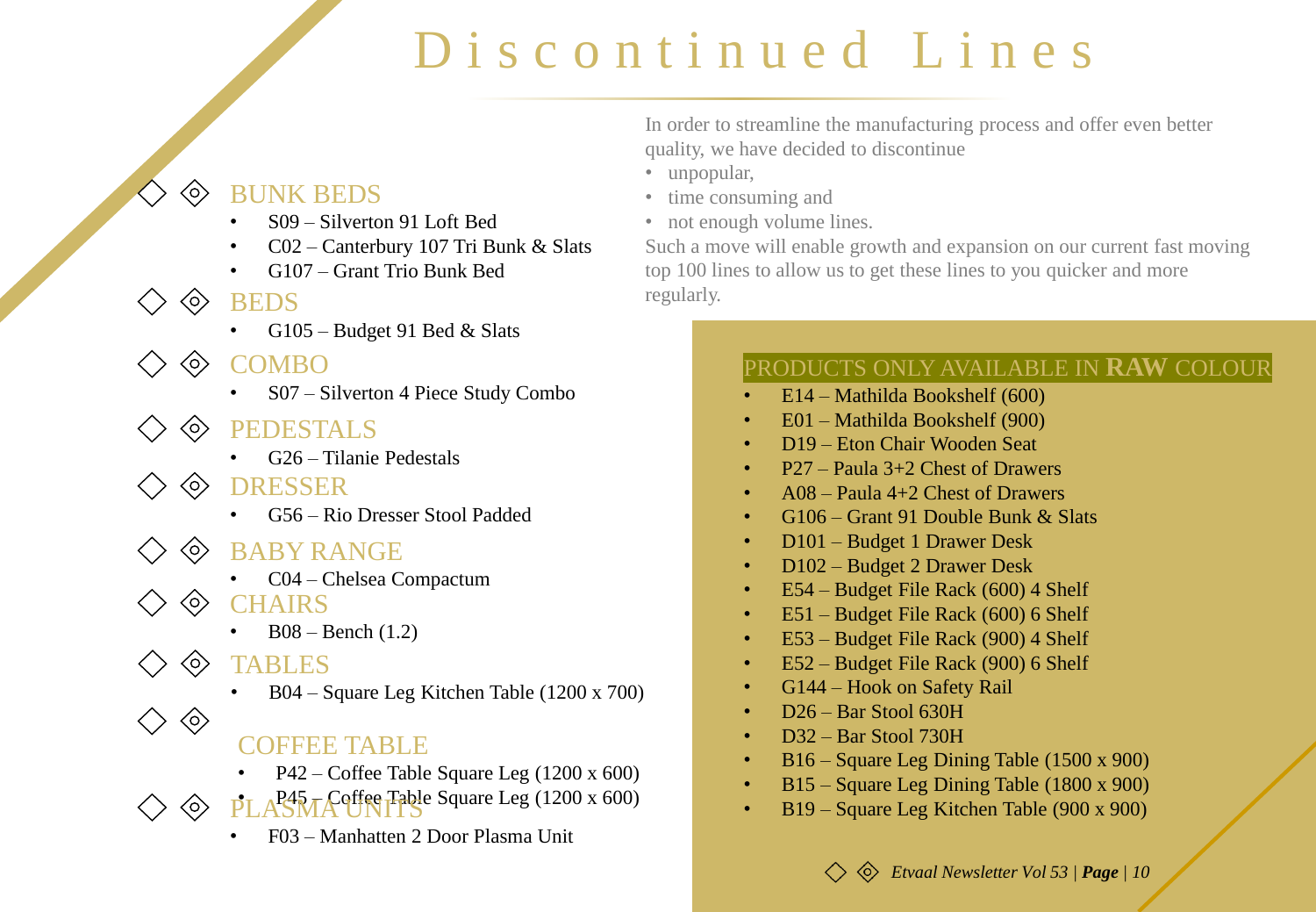# Discontinued Lines

In order to streamline the manufacturing process and offer even better quality, we have decided to discontinue

- unpopular,
- time consuming and
- not enough volume lines.

Such a move will enable growth and expansion on our current fast moving top 100 lines to allow us to get these lines to you quicker and more regularly.

## BUNK BEDS

- S09 – Silverton 91 Loft Bed
- C02 – Canterbury 107 Tri Bunk & Slats
- G107 – Grant Trio Bunk Bed

## BEDS

- G105 – Budget 91 Bed & Slats

## COMBO

- S07 – Silverton 4 Piece Study Combo

## PEDESTALS

- G26 – Tilanie Pedestals

## DRESSER

- G56 – Rio Dresser Stool Padded

## BABY RANGE

- C04 – Chelsea Compactum

## CHAIRS

- B08 – Bench (1.2)

## TABLES

- B04 – Square Leg Kitchen Table (1200 x 700)

## COFFEE TABLE

- P42 – Coffee Table Square Leg (1200 x 600)
- P45 – Coffee Table Square Leg (1200 x 600)

## PLASMA UNITS

- F03 – Manhatten 2 Door Plasma Unit

## PRODUCTS ONLY AVAILABLE IN **RAW** COLOUR

- E14 – Mathilda Bookshelf (600)
- E01 – Mathilda Bookshelf (900)
- D19 – Eton Chair Wooden Seat
- P27 – Paula 3+2 Chest of Drawers
- A08 – Paula 4+2 Chest of Drawers
- G106 – Grant 91 Double Bunk & Slats
- D101 – Budget 1 Drawer Desk
- D102 – Budget 2 Drawer Desk
- E54 – Budget File Rack (600) 4 Shelf
- E51 – Budget File Rack (600) 6 Shelf
- E53 – Budget File Rack (900) 4 Shelf
- E52 – Budget File Rack (900) 6 Shelf
- G144 – Hook on Safety Rail
- D26 – Bar Stool 630H
- D32 – Bar Stool 730H
- B16 – Square Leg Dining Table (1500 x 900)
- B15 – Square Leg Dining Table (1800 x 900)
- B19 – Square Leg Kitchen Table (900 x 900)